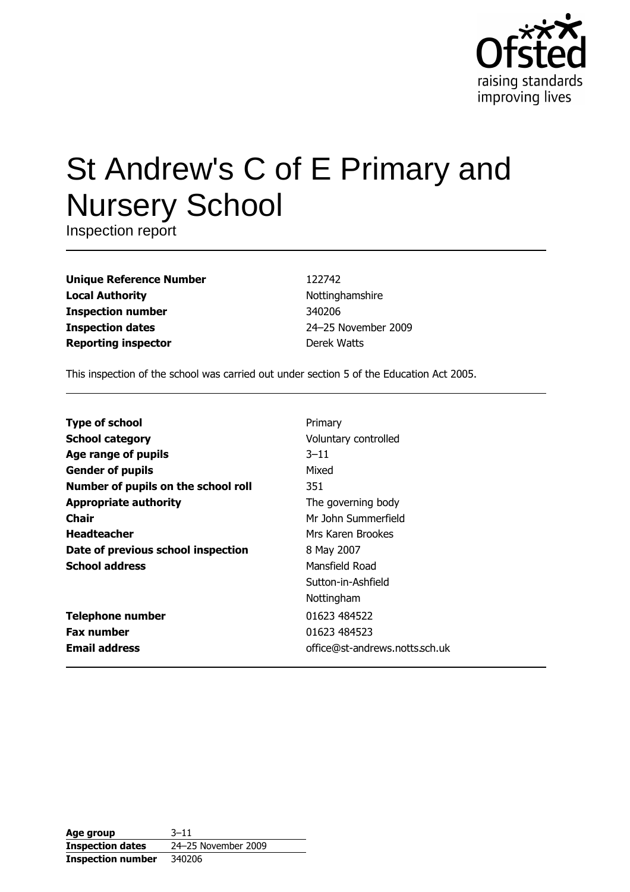# St Andrew's C of E Primary and Nursery School

Inspection report

| | |
|---|---|
| **Unique Reference Number** | 122742 |
| **Local Authority** | Nottinghamshire |
| **Inspection number** | 340206 |
| **Inspection dates** | 24–25 November 2009 |
| **Reporting inspector** | Derek Watts |

This inspection of the school was carried out under section 5 of the Education Act 2005.

| | |
|---|---|
| **Type of school** | Primary |
| **School category** | Voluntary controlled |
| **Age range of pupils** | 3–11 |
| **Gender of pupils** | Mixed |
| **Number of pupils on the school roll** | 351 |
| **Appropriate authority** | The governing body |
| **Chair** | Mr John Summerfield |
| **Headteacher** | Mrs Karen Brookes |
| **Date of previous school inspection** | 8 May 2007 |
| **School address** | Mansfield Road<br>Sutton-in-Ashfield<br>Nottingham |
| **Telephone number** | 01623 484522 |
| **Fax number** | 01623 484523 |
| **Email address** | office@st-andrews.notts.sch.uk |

| | |
|---|---|
| **Age group** | 3–11 |
| **Inspection dates** | 24–25 November 2009 |
| **Inspection number** | 340206 |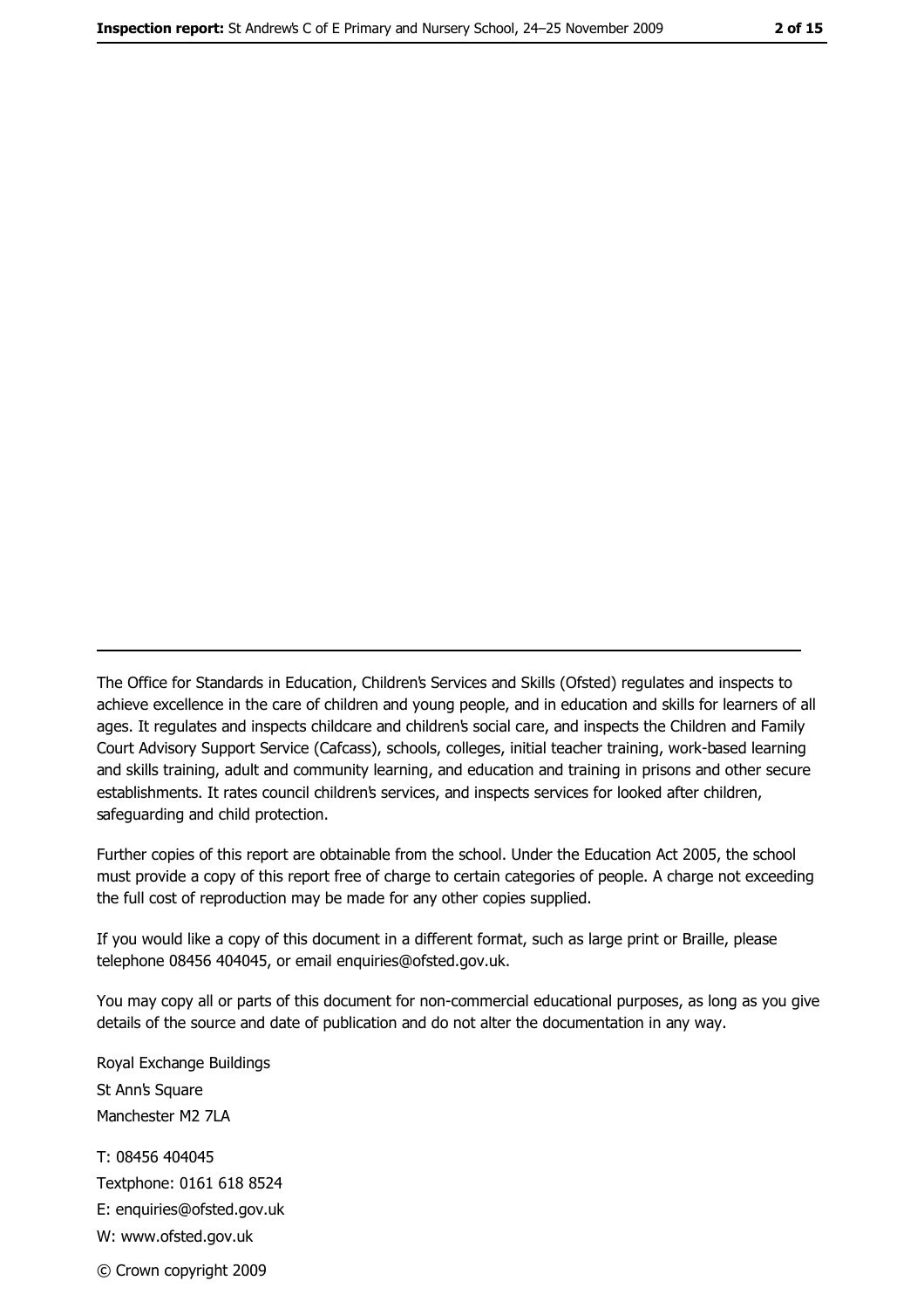The Office for Standards in Education, Children's Services and Skills (Ofsted) regulates and inspects to achieve excellence in the care of children and young people, and in education and skills for learners of all ages. It regulates and inspects childcare and children's social care, and inspects the Children and Family Court Advisory Support Service (Cafcass), schools, colleges, initial teacher training, work-based learning and skills training, adult and community learning, and education and training in prisons and other secure establishments. It rates council children's services, and inspects services for looked after children, safeguarding and child protection.

Further copies of this report are obtainable from the school. Under the Education Act 2005, the school must provide a copy of this report free of charge to certain categories of people. A charge not exceeding the full cost of reproduction may be made for any other copies supplied.

If you would like a copy of this document in a different format, such as large print or Braille, please telephone 08456 404045, or email enquiries@ofsted.gov.uk.

You may copy all or parts of this document for non-commercial educational purposes, as long as you give details of the source and date of publication and do not alter the documentation in any way.

Royal Exchange Buildings
St Ann's Square
Manchester M2 7LA

T: 08456 404045
Textphone: 0161 618 8524
E: enquiries@ofsted.gov.uk
W: www.ofsted.gov.uk

© Crown copyright 2009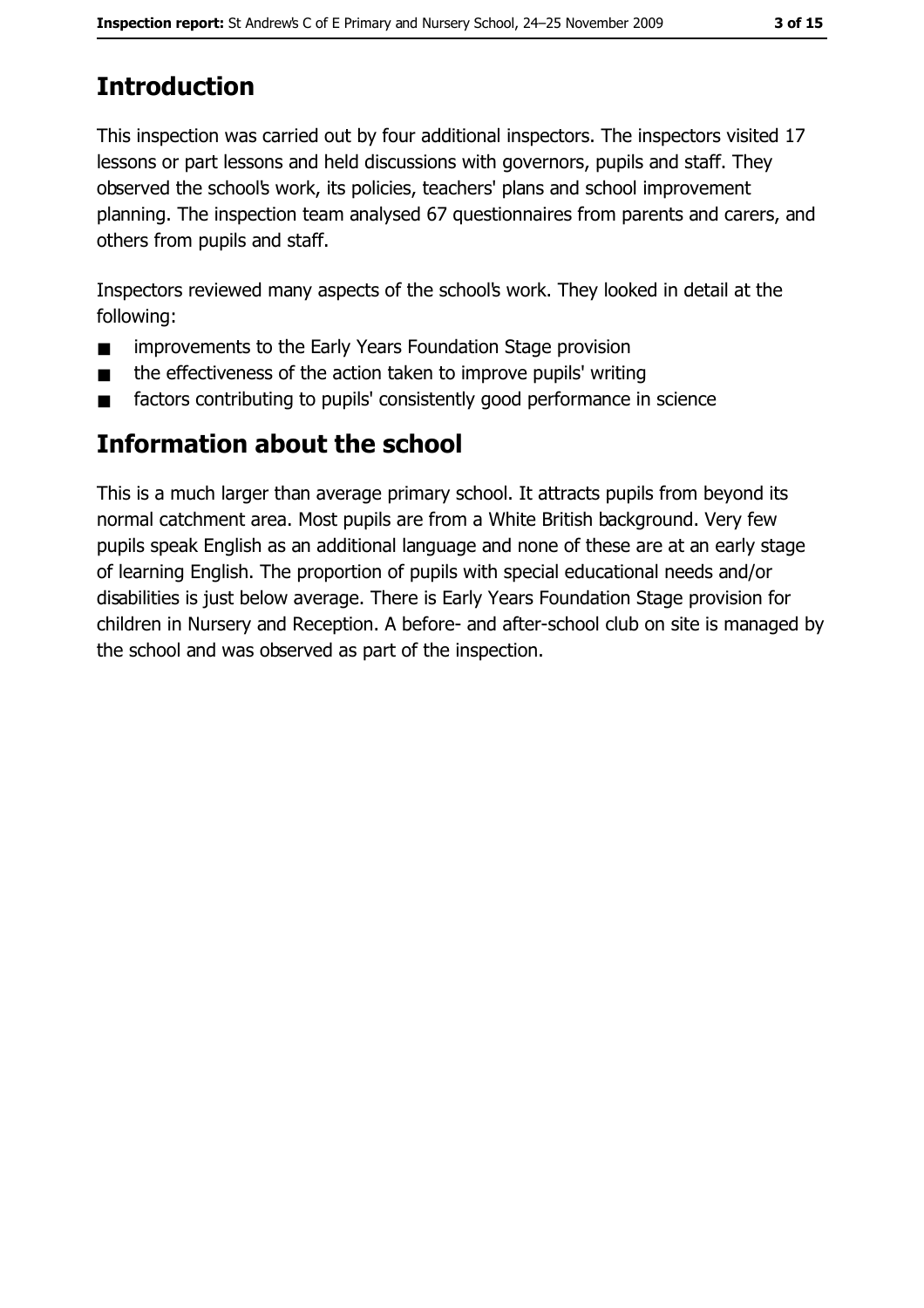# Introduction

This inspection was carried out by four additional inspectors. The inspectors visited 17 lessons or part lessons and held discussions with governors, pupils and staff. They observed the school's work, its policies, teachers' plans and school improvement planning. The inspection team analysed 67 questionnaires from parents and carers, and others from pupils and staff.

Inspectors reviewed many aspects of the school's work. They looked in detail at the following:

- improvements to the Early Years Foundation Stage provision
- the effectiveness of the action taken to improve pupils' writing
- factors contributing to pupils' consistently good performance in science

# Information about the school

This is a much larger than average primary school. It attracts pupils from beyond its normal catchment area. Most pupils are from a White British background. Very few pupils speak English as an additional language and none of these are at an early stage of learning English. The proportion of pupils with special educational needs and/or disabilities is just below average. There is Early Years Foundation Stage provision for children in Nursery and Reception. A before- and after-school club on site is managed by the school and was observed as part of the inspection.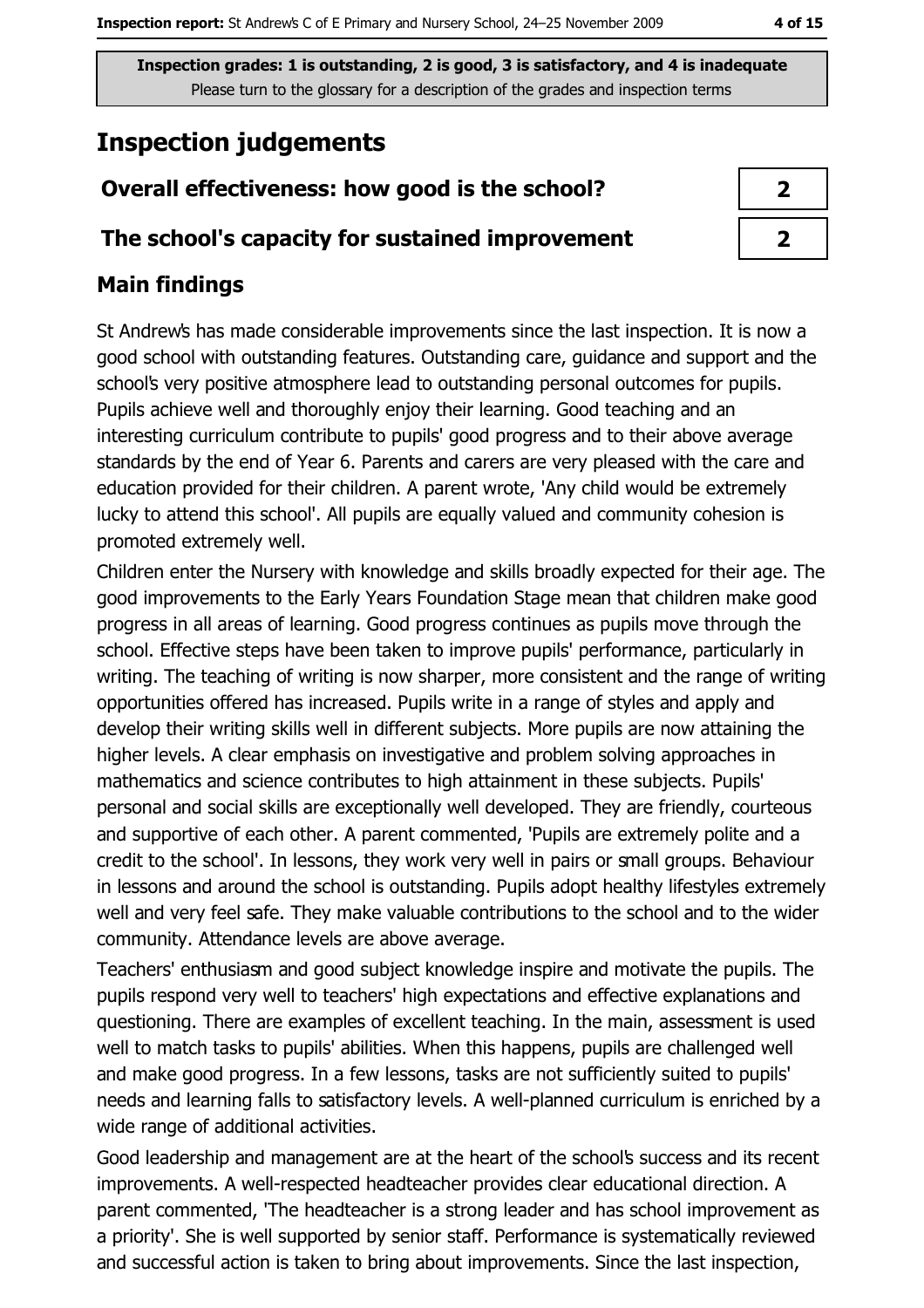**Inspection grades: 1 is outstanding, 2 is good, 3 is satisfactory, and 4 is inadequate**
Please turn to the glossary for a description of the grades and inspection terms

# Inspection judgements

| | |
|---|---|
| **Overall effectiveness: how good is the school?** | **2** |
| **The school's capacity for sustained improvement** | **2** |

## Main findings

St Andrew's has made considerable improvements since the last inspection. It is now a good school with outstanding features. Outstanding care, guidance and support and the school's very positive atmosphere lead to outstanding personal outcomes for pupils. Pupils achieve well and thoroughly enjoy their learning. Good teaching and an interesting curriculum contribute to pupils' good progress and to their above average standards by the end of Year 6. Parents and carers are very pleased with the care and education provided for their children. A parent wrote, 'Any child would be extremely lucky to attend this school'. All pupils are equally valued and community cohesion is promoted extremely well.

Children enter the Nursery with knowledge and skills broadly expected for their age. The good improvements to the Early Years Foundation Stage mean that children make good progress in all areas of learning. Good progress continues as pupils move through the school. Effective steps have been taken to improve pupils' performance, particularly in writing. The teaching of writing is now sharper, more consistent and the range of writing opportunities offered has increased. Pupils write in a range of styles and apply and develop their writing skills well in different subjects. More pupils are now attaining the higher levels. A clear emphasis on investigative and problem solving approaches in mathematics and science contributes to high attainment in these subjects. Pupils' personal and social skills are exceptionally well developed. They are friendly, courteous and supportive of each other. A parent commented, 'Pupils are extremely polite and a credit to the school'. In lessons, they work very well in pairs or small groups. Behaviour in lessons and around the school is outstanding. Pupils adopt healthy lifestyles extremely well and very feel safe. They make valuable contributions to the school and to the wider community. Attendance levels are above average.

Teachers' enthusiasm and good subject knowledge inspire and motivate the pupils. The pupils respond very well to teachers' high expectations and effective explanations and questioning. There are examples of excellent teaching. In the main, assessment is used well to match tasks to pupils' abilities. When this happens, pupils are challenged well and make good progress. In a few lessons, tasks are not sufficiently suited to pupils' needs and learning falls to satisfactory levels. A well-planned curriculum is enriched by a wide range of additional activities.

Good leadership and management are at the heart of the school's success and its recent improvements. A well-respected headteacher provides clear educational direction. A parent commented, 'The headteacher is a strong leader and has school improvement as a priority'. She is well supported by senior staff. Performance is systematically reviewed and successful action is taken to bring about improvements. Since the last inspection,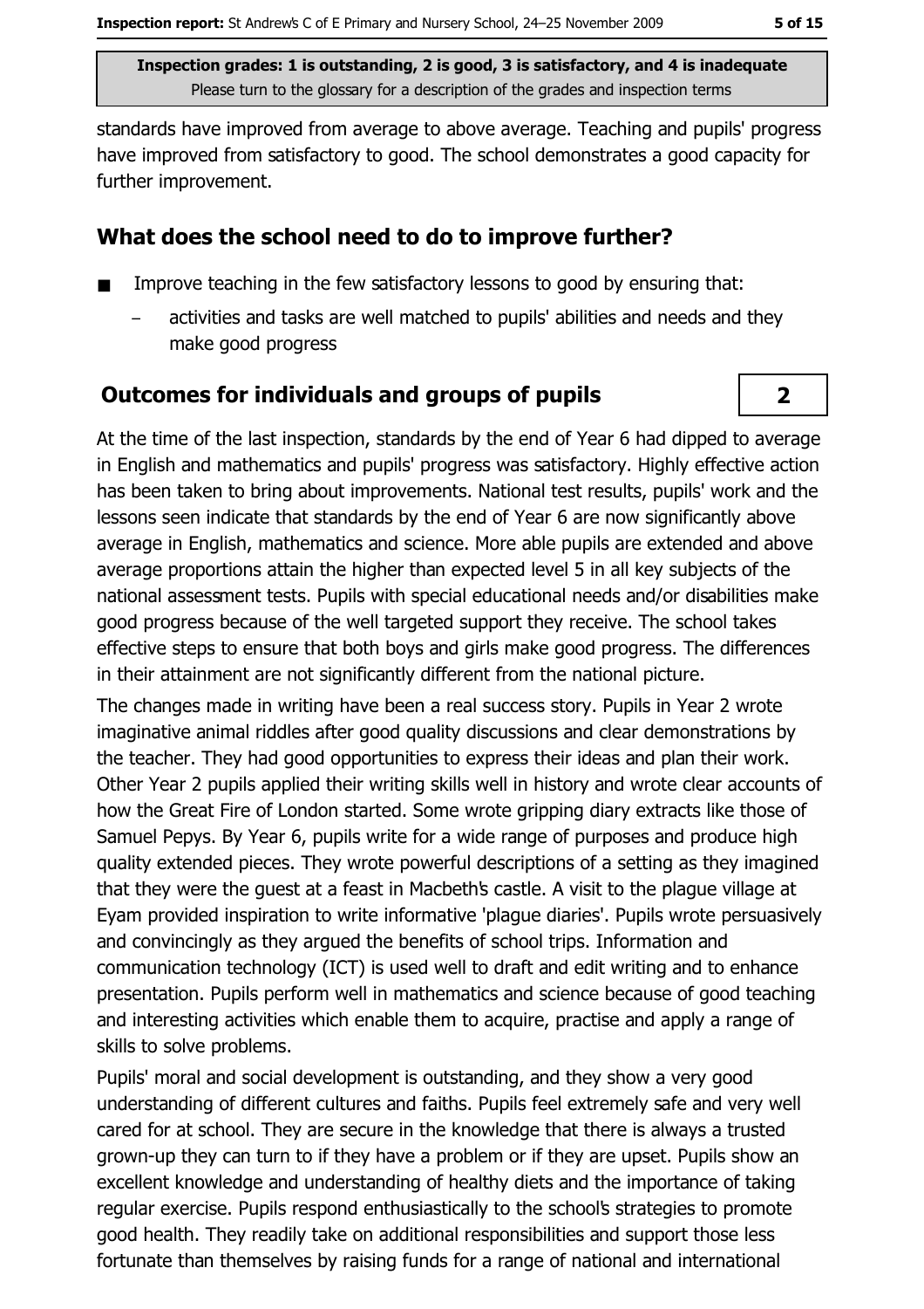standards have improved from average to above average. Teaching and pupils' progress have improved from satisfactory to good. The school demonstrates a good capacity for further improvement.

## What does the school need to do to improve further?

- Improve teaching in the few satisfactory lessons to good by ensuring that:
  - activities and tasks are well matched to pupils' abilities and needs and they make good progress

## Outcomes for individuals and groups of pupils

**2**

At the time of the last inspection, standards by the end of Year 6 had dipped to average in English and mathematics and pupils' progress was satisfactory. Highly effective action has been taken to bring about improvements. National test results, pupils' work and the lessons seen indicate that standards by the end of Year 6 are now significantly above average in English, mathematics and science. More able pupils are extended and above average proportions attain the higher than expected level 5 in all key subjects of the national assessment tests. Pupils with special educational needs and/or disabilities make good progress because of the well targeted support they receive. The school takes effective steps to ensure that both boys and girls make good progress. The differences in their attainment are not significantly different from the national picture.

The changes made in writing have been a real success story. Pupils in Year 2 wrote imaginative animal riddles after good quality discussions and clear demonstrations by the teacher. They had good opportunities to express their ideas and plan their work. Other Year 2 pupils applied their writing skills well in history and wrote clear accounts of how the Great Fire of London started. Some wrote gripping diary extracts like those of Samuel Pepys. By Year 6, pupils write for a wide range of purposes and produce high quality extended pieces. They wrote powerful descriptions of a setting as they imagined that they were the guest at a feast in Macbeth's castle. A visit to the plague village at Eyam provided inspiration to write informative 'plague diaries'. Pupils wrote persuasively and convincingly as they argued the benefits of school trips. Information and communication technology (ICT) is used well to draft and edit writing and to enhance presentation. Pupils perform well in mathematics and science because of good teaching and interesting activities which enable them to acquire, practise and apply a range of skills to solve problems.

Pupils' moral and social development is outstanding, and they show a very good understanding of different cultures and faiths. Pupils feel extremely safe and very well cared for at school. They are secure in the knowledge that there is always a trusted grown-up they can turn to if they have a problem or if they are upset. Pupils show an excellent knowledge and understanding of healthy diets and the importance of taking regular exercise. Pupils respond enthusiastically to the school's strategies to promote good health. They readily take on additional responsibilities and support those less fortunate than themselves by raising funds for a range of national and international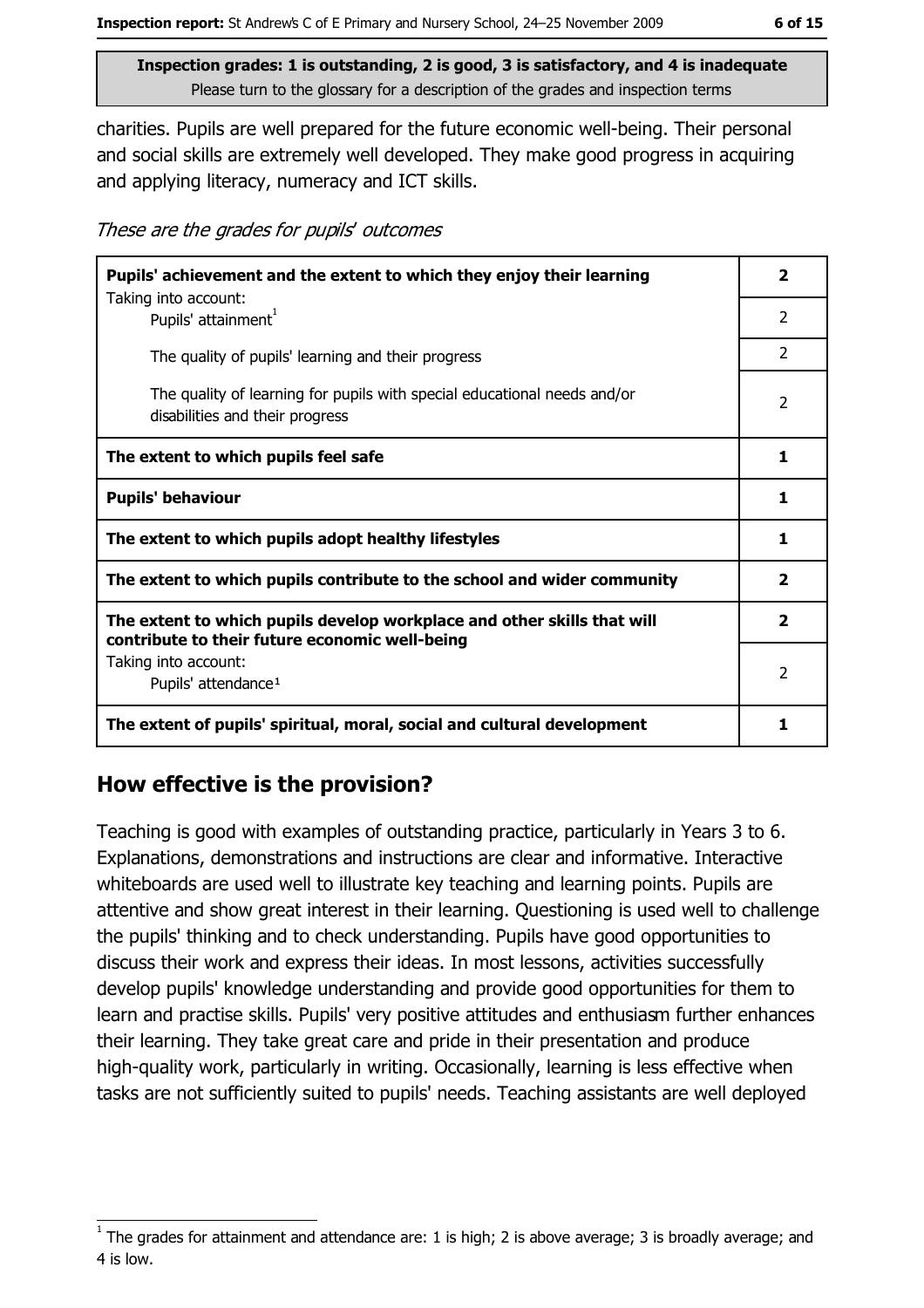**Inspection grades: 1 is outstanding, 2 is good, 3 is satisfactory, and 4 is inadequate**
Please turn to the glossary for a description of the grades and inspection terms

charities. Pupils are well prepared for the future economic well-being. Their personal and social skills are extremely well developed. They make good progress in acquiring and applying literacy, numeracy and ICT skills.

*These are the grades for pupils' outcomes*

| | |
|---|---|
| **Pupils' achievement and the extent to which they enjoy their learning** | **2** |
| Taking into account: Pupils' attainment[1] | 2 |
| The quality of pupils' learning and their progress | 2 |
| The quality of learning for pupils with special educational needs and/or disabilities and their progress | 2 |
| **The extent to which pupils feel safe** | **1** |
| **Pupils' behaviour** | **1** |
| **The extent to which pupils adopt healthy lifestyles** | **1** |
| **The extent to which pupils contribute to the school and wider community** | **2** |
| **The extent to which pupils develop workplace and other skills that will contribute to their future economic well-being** | **2** |
| Taking into account: Pupils' attendance[1] | 2 |
| **The extent of pupils' spiritual, moral, social and cultural development** | **1** |

## How effective is the provision?

Teaching is good with examples of outstanding practice, particularly in Years 3 to 6. Explanations, demonstrations and instructions are clear and informative. Interactive whiteboards are used well to illustrate key teaching and learning points. Pupils are attentive and show great interest in their learning. Questioning is used well to challenge the pupils' thinking and to check understanding. Pupils have good opportunities to discuss their work and express their ideas. In most lessons, activities successfully develop pupils' knowledge understanding and provide good opportunities for them to learn and practise skills. Pupils' very positive attitudes and enthusiasm further enhances their learning. They take great care and pride in their presentation and produce high-quality work, particularly in writing. Occasionally, learning is less effective when tasks are not sufficiently suited to pupils' needs. Teaching assistants are well deployed

[1] The grades for attainment and attendance are: 1 is high; 2 is above average; 3 is broadly average; and 4 is low.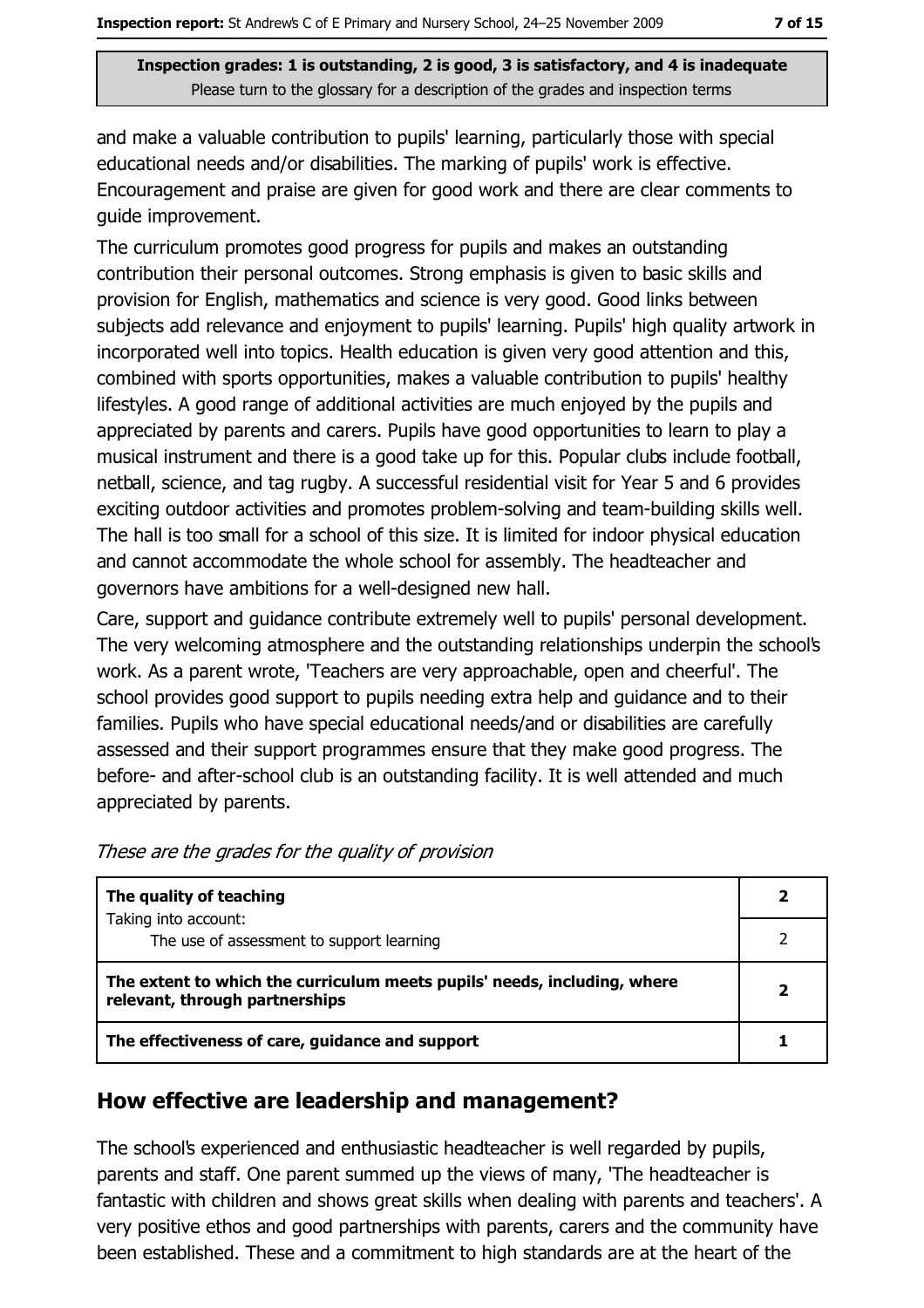and make a valuable contribution to pupils' learning, particularly those with special educational needs and/or disabilities. The marking of pupils' work is effective. Encouragement and praise are given for good work and there are clear comments to guide improvement.

The curriculum promotes good progress for pupils and makes an outstanding contribution their personal outcomes. Strong emphasis is given to basic skills and provision for English, mathematics and science is very good. Good links between subjects add relevance and enjoyment to pupils' learning. Pupils' high quality artwork in incorporated well into topics. Health education is given very good attention and this, combined with sports opportunities, makes a valuable contribution to pupils' healthy lifestyles. A good range of additional activities are much enjoyed by the pupils and appreciated by parents and carers. Pupils have good opportunities to learn to play a musical instrument and there is a good take up for this. Popular clubs include football, netball, science, and tag rugby. A successful residential visit for Year 5 and 6 provides exciting outdoor activities and promotes problem-solving and team-building skills well. The hall is too small for a school of this size. It is limited for indoor physical education and cannot accommodate the whole school for assembly. The headteacher and governors have ambitions for a well-designed new hall.

Care, support and guidance contribute extremely well to pupils' personal development. The very welcoming atmosphere and the outstanding relationships underpin the school's work. As a parent wrote, 'Teachers are very approachable, open and cheerful'. The school provides good support to pupils needing extra help and guidance and to their families. Pupils who have special educational needs/and or disabilities are carefully assessed and their support programmes ensure that they make good progress. The before- and after-school club is an outstanding facility. It is well attended and much appreciated by parents.

*These are the grades for the quality of provision*

| | |
|---|---|
| **The quality of teaching**<br>Taking into account:<br>The use of assessment to support learning | **2**<br>2 |
| **The extent to which the curriculum meets pupils' needs, including, where relevant, through partnerships** | **2** |
| **The effectiveness of care, guidance and support** | **1** |

## How effective are leadership and management?

The school's experienced and enthusiastic headteacher is well regarded by pupils, parents and staff. One parent summed up the views of many, 'The headteacher is fantastic with children and shows great skills when dealing with parents and teachers'. A very positive ethos and good partnerships with parents, carers and the community have been established. These and a commitment to high standards are at the heart of the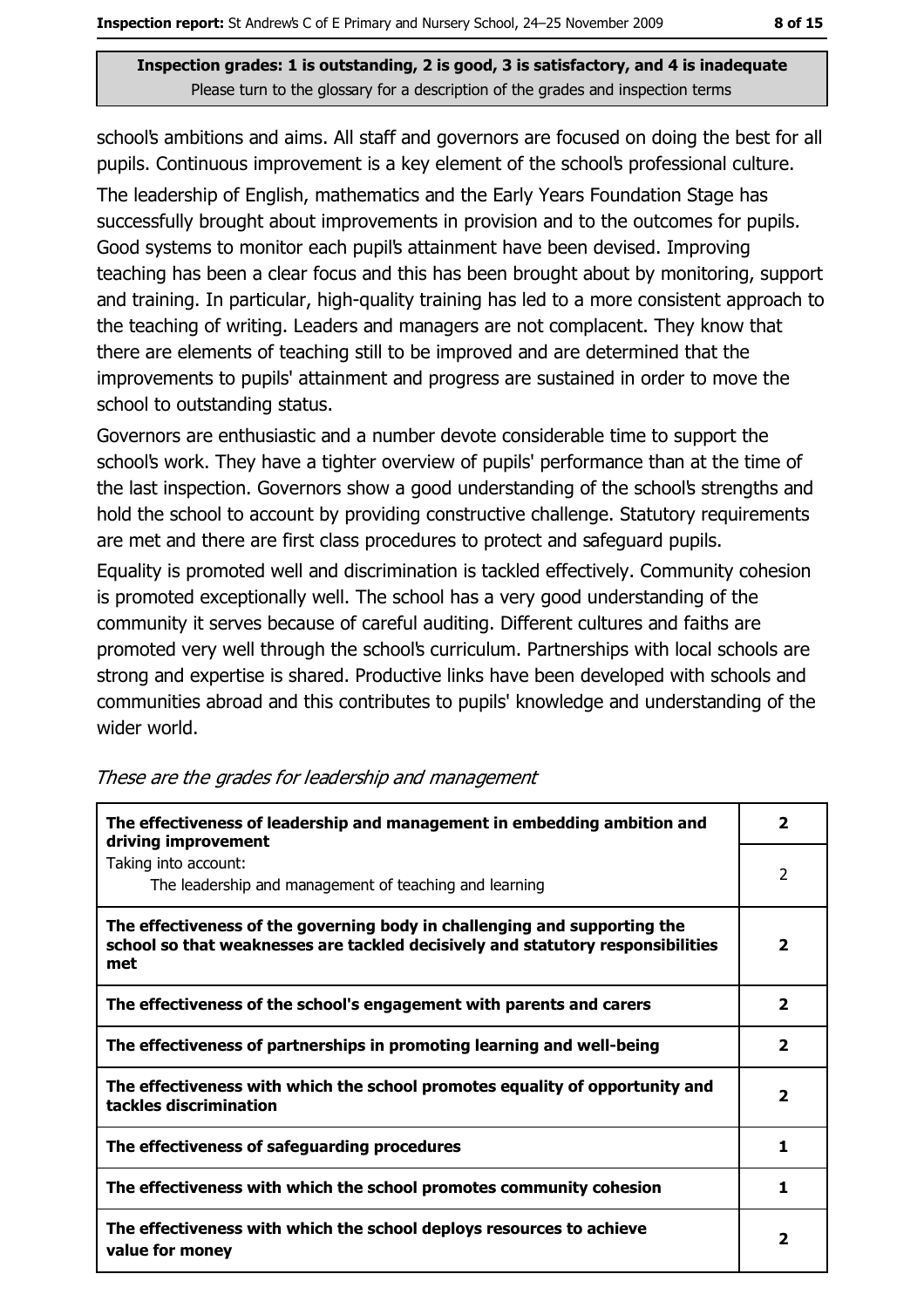**Inspection grades: 1 is outstanding, 2 is good, 3 is satisfactory, and 4 is inadequate**
Please turn to the glossary for a description of the grades and inspection terms

school's ambitions and aims. All staff and governors are focused on doing the best for all pupils. Continuous improvement is a key element of the school's professional culture.

The leadership of English, mathematics and the Early Years Foundation Stage has successfully brought about improvements in provision and to the outcomes for pupils. Good systems to monitor each pupil's attainment have been devised. Improving teaching has been a clear focus and this has been brought about by monitoring, support and training. In particular, high-quality training has led to a more consistent approach to the teaching of writing. Leaders and managers are not complacent. They know that there are elements of teaching still to be improved and are determined that the improvements to pupils' attainment and progress are sustained in order to move the school to outstanding status.

Governors are enthusiastic and a number devote considerable time to support the school's work. They have a tighter overview of pupils' performance than at the time of the last inspection. Governors show a good understanding of the school's strengths and hold the school to account by providing constructive challenge. Statutory requirements are met and there are first class procedures to protect and safeguard pupils.

Equality is promoted well and discrimination is tackled effectively. Community cohesion is promoted exceptionally well. The school has a very good understanding of the community it serves because of careful auditing. Different cultures and faiths are promoted very well through the school's curriculum. Partnerships with local schools are strong and expertise is shared. Productive links have been developed with schools and communities abroad and this contributes to pupils' knowledge and understanding of the wider world.

*These are the grades for leadership and management*

| | |
|---|---|
| **The effectiveness of leadership and management in embedding ambition and driving improvement** | **2** |
| Taking into account:<br>The leadership and management of teaching and learning | 2 |
| **The effectiveness of the governing body in challenging and supporting the school so that weaknesses are tackled decisively and statutory responsibilities met** | **2** |
| **The effectiveness of the school's engagement with parents and carers** | **2** |
| **The effectiveness of partnerships in promoting learning and well-being** | **2** |
| **The effectiveness with which the school promotes equality of opportunity and tackles discrimination** | **2** |
| **The effectiveness of safeguarding procedures** | **1** |
| **The effectiveness with which the school promotes community cohesion** | **1** |
| **The effectiveness with which the school deploys resources to achieve value for money** | **2** |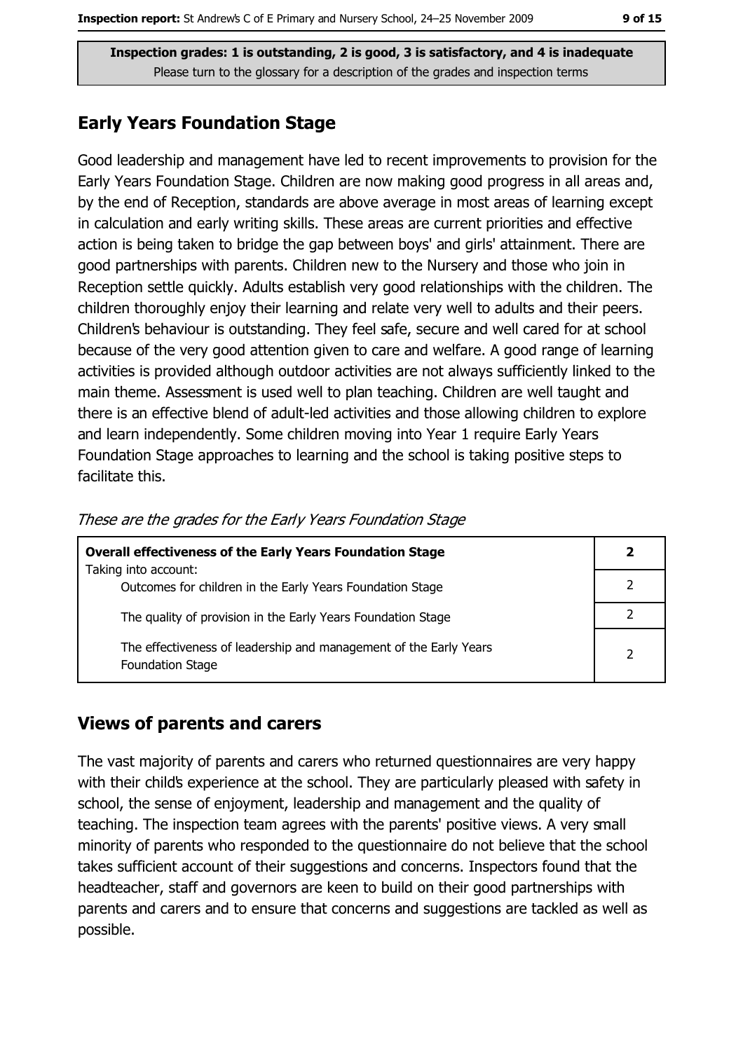**Inspection grades: 1 is outstanding, 2 is good, 3 is satisfactory, and 4 is inadequate**
Please turn to the glossary for a description of the grades and inspection terms

## Early Years Foundation Stage

Good leadership and management have led to recent improvements to provision for the Early Years Foundation Stage. Children are now making good progress in all areas and, by the end of Reception, standards are above average in most areas of learning except in calculation and early writing skills. These areas are current priorities and effective action is being taken to bridge the gap between boys' and girls' attainment. There are good partnerships with parents. Children new to the Nursery and those who join in Reception settle quickly. Adults establish very good relationships with the children. The children thoroughly enjoy their learning and relate very well to adults and their peers. Children's behaviour is outstanding. They feel safe, secure and well cared for at school because of the very good attention given to care and welfare. A good range of learning activities is provided although outdoor activities are not always sufficiently linked to the main theme. Assessment is used well to plan teaching. Children are well taught and there is an effective blend of adult-led activities and those allowing children to explore and learn independently. Some children moving into Year 1 require Early Years Foundation Stage approaches to learning and the school is taking positive steps to facilitate this.

*These are the grades for the Early Years Foundation Stage*

| **Overall effectiveness of the Early Years Foundation Stage** Taking into account: | **2** |
|---|---|
| Outcomes for children in the Early Years Foundation Stage | 2 |
| The quality of provision in the Early Years Foundation Stage | 2 |
| The effectiveness of leadership and management of the Early Years Foundation Stage | 2 |

## Views of parents and carers

The vast majority of parents and carers who returned questionnaires are very happy with their child's experience at the school. They are particularly pleased with safety in school, the sense of enjoyment, leadership and management and the quality of teaching. The inspection team agrees with the parents' positive views. A very small minority of parents who responded to the questionnaire do not believe that the school takes sufficient account of their suggestions and concerns. Inspectors found that the headteacher, staff and governors are keen to build on their good partnerships with parents and carers and to ensure that concerns and suggestions are tackled as well as possible.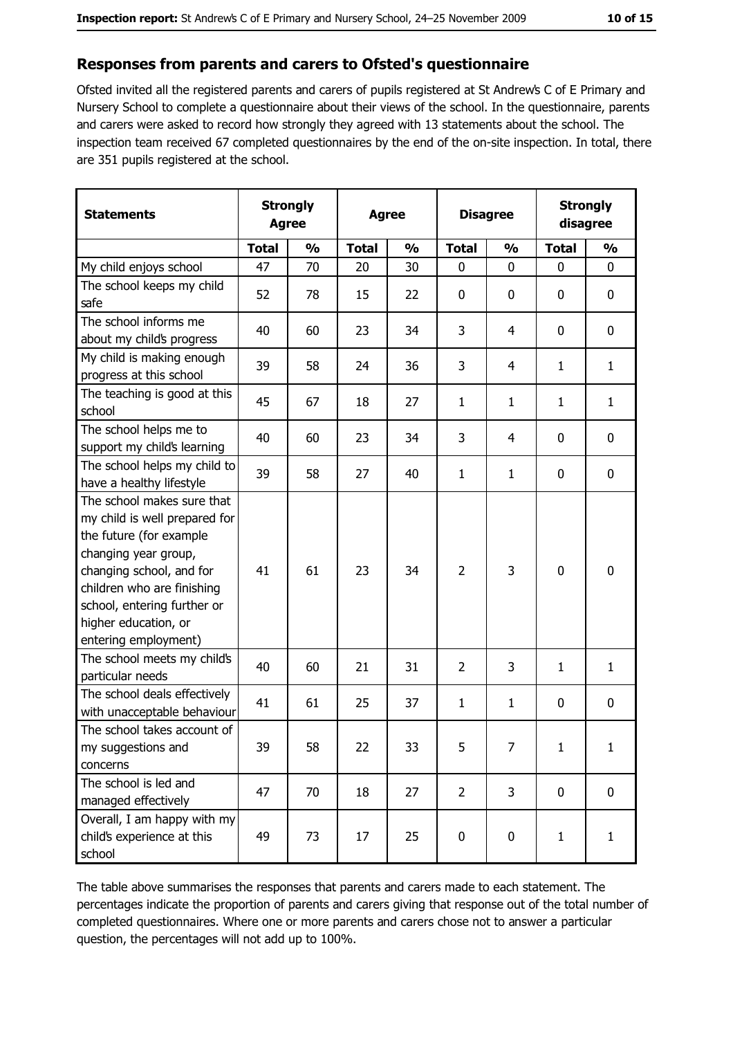## Responses from parents and carers to Ofsted's questionnaire

Ofsted invited all the registered parents and carers of pupils registered at St Andrew's C of E Primary and Nursery School to complete a questionnaire about their views of the school. In the questionnaire, parents and carers were asked to record how strongly they agreed with 13 statements about the school. The inspection team received 67 completed questionnaires by the end of the on-site inspection. In total, there are 351 pupils registered at the school.

| Statements | Strongly Agree | | Agree | | Disagree | | Strongly disagree | |
|---|---|---|---|---|---|---|---|---|
| | Total | % | Total | % | Total | % | Total | % |
| My child enjoys school | 47 | 70 | 20 | 30 | 0 | 0 | 0 | 0 |
| The school keeps my child safe | 52 | 78 | 15 | 22 | 0 | 0 | 0 | 0 |
| The school informs me about my child's progress | 40 | 60 | 23 | 34 | 3 | 4 | 0 | 0 |
| My child is making enough progress at this school | 39 | 58 | 24 | 36 | 3 | 4 | 1 | 1 |
| The teaching is good at this school | 45 | 67 | 18 | 27 | 1 | 1 | 1 | 1 |
| The school helps me to support my child's learning | 40 | 60 | 23 | 34 | 3 | 4 | 0 | 0 |
| The school helps my child to have a healthy lifestyle | 39 | 58 | 27 | 40 | 1 | 1 | 0 | 0 |
| The school makes sure that my child is well prepared for the future (for example changing year group, changing school, and for children who are finishing school, entering further or higher education, or entering employment) | 41 | 61 | 23 | 34 | 2 | 3 | 0 | 0 |
| The school meets my child's particular needs | 40 | 60 | 21 | 31 | 2 | 3 | 1 | 1 |
| The school deals effectively with unacceptable behaviour | 41 | 61 | 25 | 37 | 1 | 1 | 0 | 0 |
| The school takes account of my suggestions and concerns | 39 | 58 | 22 | 33 | 5 | 7 | 1 | 1 |
| The school is led and managed effectively | 47 | 70 | 18 | 27 | 2 | 3 | 0 | 0 |
| Overall, I am happy with my child's experience at this school | 49 | 73 | 17 | 25 | 0 | 0 | 1 | 1 |

The table above summarises the responses that parents and carers made to each statement. The percentages indicate the proportion of parents and carers giving that response out of the total number of completed questionnaires. Where one or more parents and carers chose not to answer a particular question, the percentages will not add up to 100%.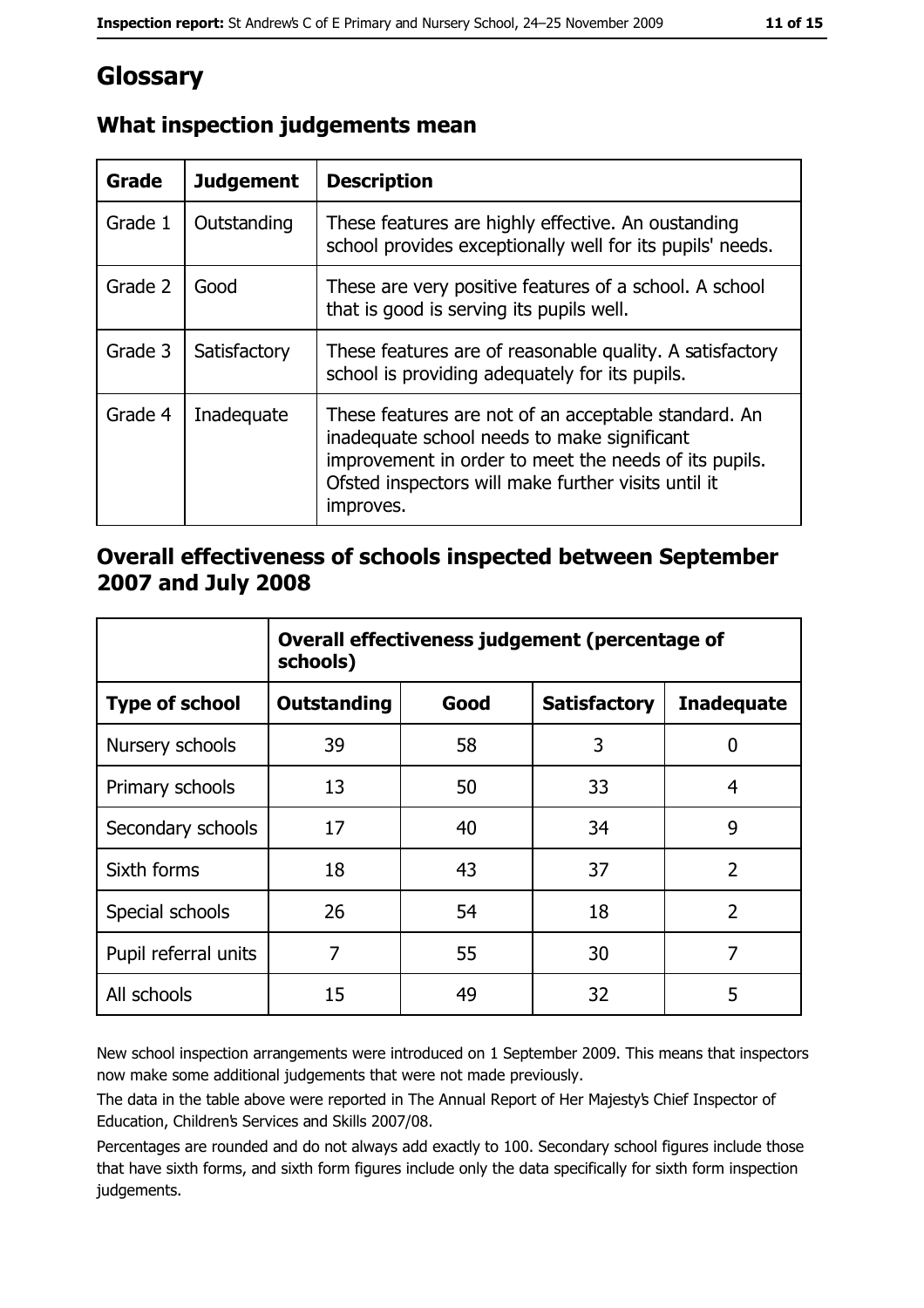# Glossary

## What inspection judgements mean

| Grade | Judgement | Description |
|---|---|---|
| Grade 1 | Outstanding | These features are highly effective. An oustanding school provides exceptionally well for its pupils' needs. |
| Grade 2 | Good | These are very positive features of a school. A school that is good is serving its pupils well. |
| Grade 3 | Satisfactory | These features are of reasonable quality. A satisfactory school is providing adequately for its pupils. |
| Grade 4 | Inadequate | These features are not of an acceptable standard. An inadequate school needs to make significant improvement in order to meet the needs of its pupils. Ofsted inspectors will make further visits until it improves. |

## Overall effectiveness of schools inspected between September 2007 and July 2008

| | Overall effectiveness judgement (percentage of schools) | | | |
|---|---|---|---|---|
| **Type of school** | **Outstanding** | **Good** | **Satisfactory** | **Inadequate** |
| Nursery schools | 39 | 58 | 3 | 0 |
| Primary schools | 13 | 50 | 33 | 4 |
| Secondary schools | 17 | 40 | 34 | 9 |
| Sixth forms | 18 | 43 | 37 | 2 |
| Special schools | 26 | 54 | 18 | 2 |
| Pupil referral units | 7 | 55 | 30 | 7 |
| All schools | 15 | 49 | 32 | 5 |

New school inspection arrangements were introduced on 1 September 2009. This means that inspectors now make some additional judgements that were not made previously.

The data in the table above were reported in The Annual Report of Her Majesty's Chief Inspector of Education, Children's Services and Skills 2007/08.

Percentages are rounded and do not always add exactly to 100. Secondary school figures include those that have sixth forms, and sixth form figures include only the data specifically for sixth form inspection judgements.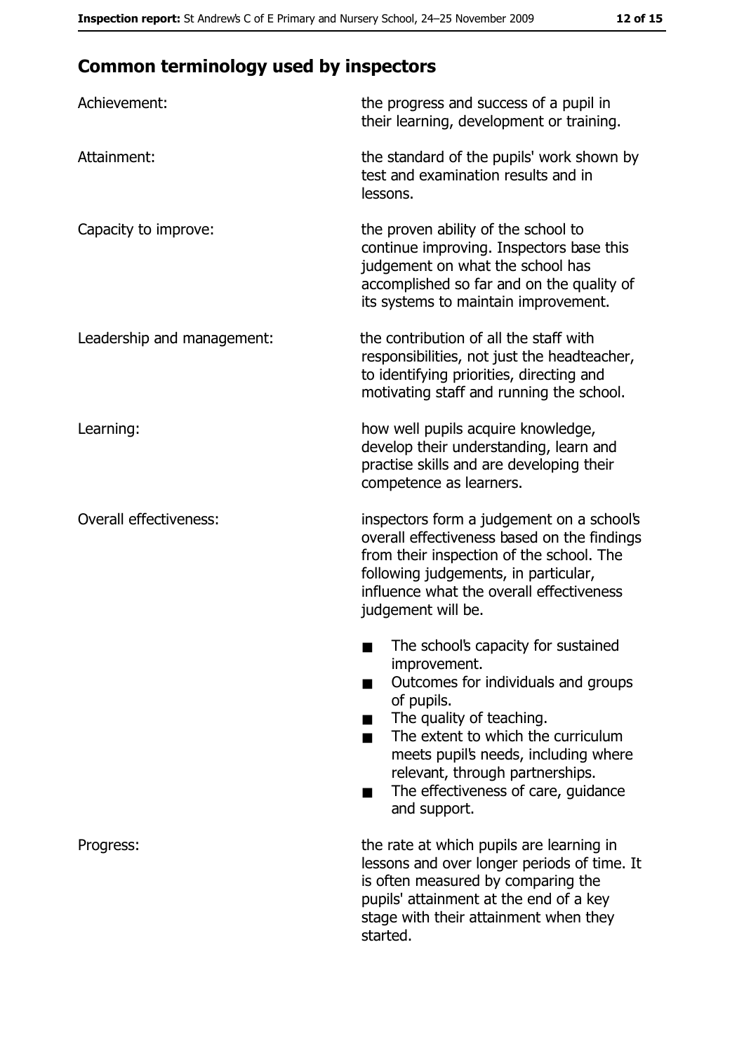## Common terminology used by inspectors

**Achievement:** the progress and success of a pupil in their learning, development or training.

**Attainment:** the standard of the pupils' work shown by test and examination results and in lessons.

**Capacity to improve:** the proven ability of the school to continue improving. Inspectors base this judgement on what the school has accomplished so far and on the quality of its systems to maintain improvement.

**Leadership and management:** the contribution of all the staff with responsibilities, not just the headteacher, to identifying priorities, directing and motivating staff and running the school.

**Learning:** how well pupils acquire knowledge, develop their understanding, learn and practise skills and are developing their competence as learners.

**Overall effectiveness:** inspectors form a judgement on a school's overall effectiveness based on the findings from their inspection of the school. The following judgements, in particular, influence what the overall effectiveness judgement will be.

- The school's capacity for sustained improvement.
- Outcomes for individuals and groups of pupils.
- The quality of teaching.
- The extent to which the curriculum meets pupil's needs, including where relevant, through partnerships.
- The effectiveness of care, guidance and support.

**Progress:** the rate at which pupils are learning in lessons and over longer periods of time. It is often measured by comparing the pupils' attainment at the end of a key stage with their attainment when they started.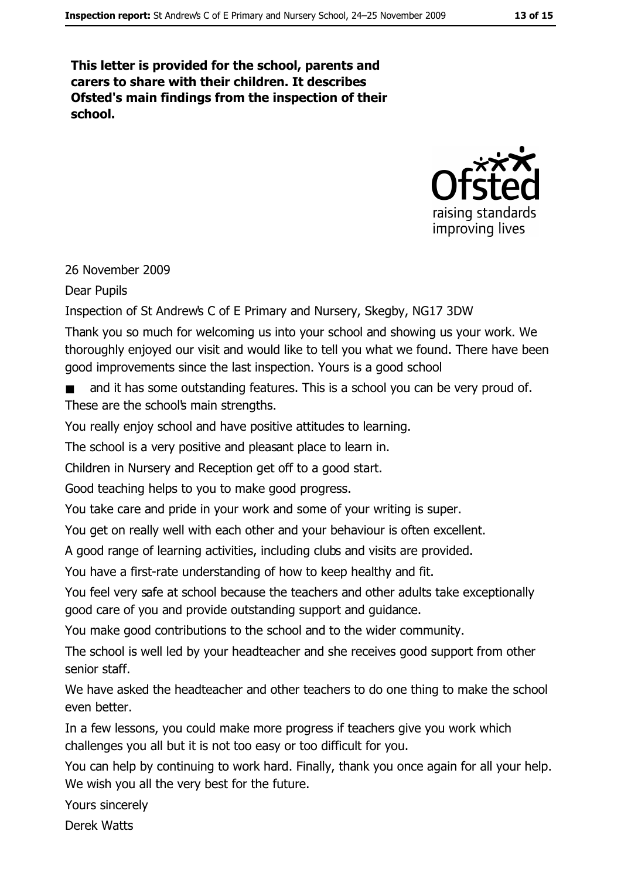**This letter is provided for the school, parents and carers to share with their children. It describes Ofsted's main findings from the inspection of their school.**

26 November 2009

Dear Pupils

Inspection of St Andrew's C of E Primary and Nursery, Skegby, NG17 3DW

Thank you so much for welcoming us into your school and showing us your work. We thoroughly enjoyed our visit and would like to tell you what we found. There have been good improvements since the last inspection. Yours is a good school

- and it has some outstanding features. This is a school you can be very proud of.

These are the school's main strengths.

You really enjoy school and have positive attitudes to learning.

The school is a very positive and pleasant place to learn in.

Children in Nursery and Reception get off to a good start.

Good teaching helps to you to make good progress.

You take care and pride in your work and some of your writing is super.

You get on really well with each other and your behaviour is often excellent.

A good range of learning activities, including clubs and visits are provided.

You have a first-rate understanding of how to keep healthy and fit.

You feel very safe at school because the teachers and other adults take exceptionally good care of you and provide outstanding support and guidance.

You make good contributions to the school and to the wider community.

The school is well led by your headteacher and she receives good support from other senior staff.

We have asked the headteacher and other teachers to do one thing to make the school even better.

In a few lessons, you could make more progress if teachers give you work which challenges you all but it is not too easy or too difficult for you.

You can help by continuing to work hard. Finally, thank you once again for all your help. We wish you all the very best for the future.

Yours sincerely

Derek Watts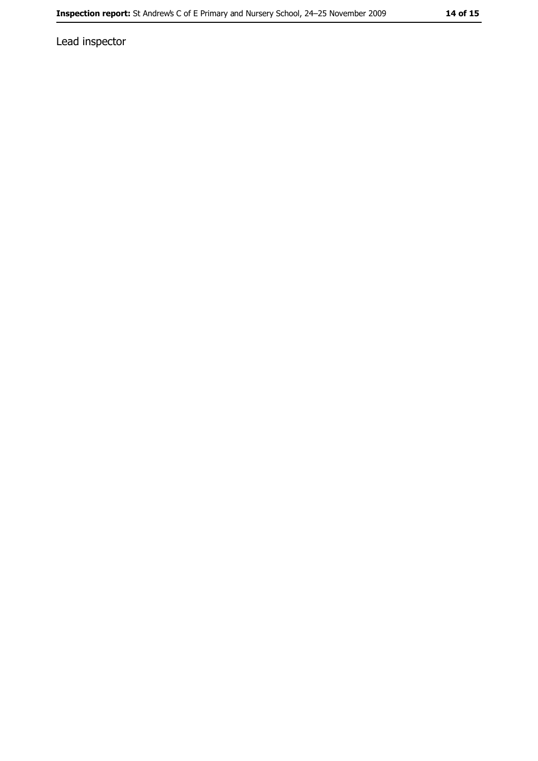Lead inspector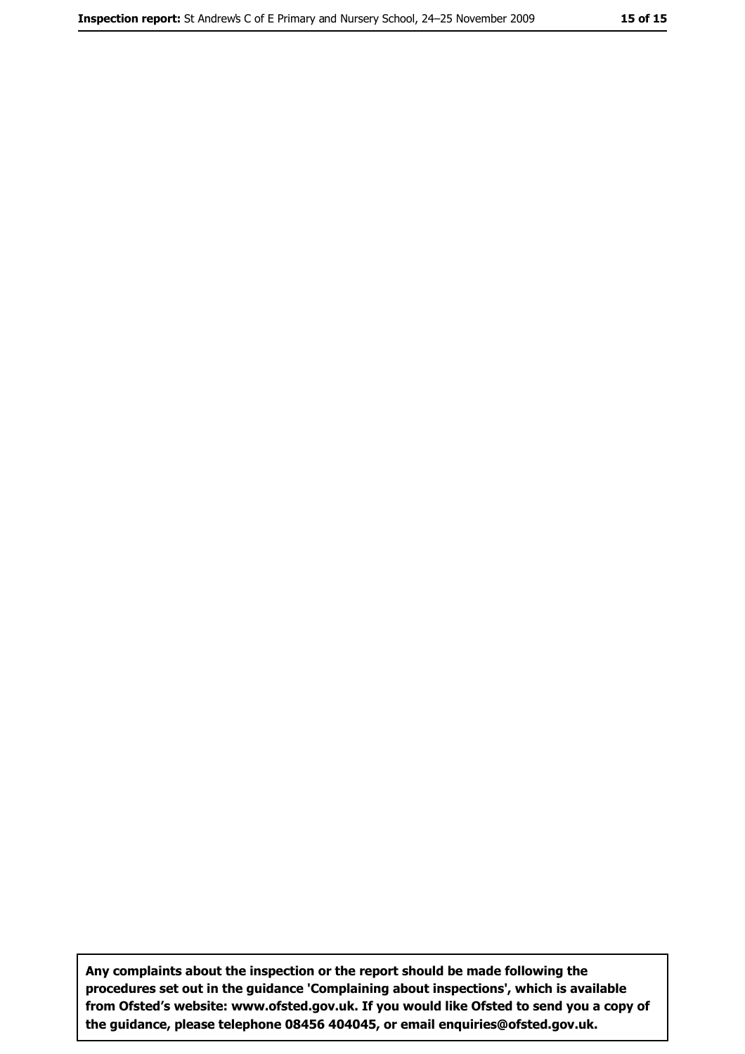**Any complaints about the inspection or the report should be made following the procedures set out in the guidance 'Complaining about inspections', which is available from Ofsted's website: www.ofsted.gov.uk. If you would like Ofsted to send you a copy of the guidance, please telephone 08456 404045, or email enquiries@ofsted.gov.uk.**